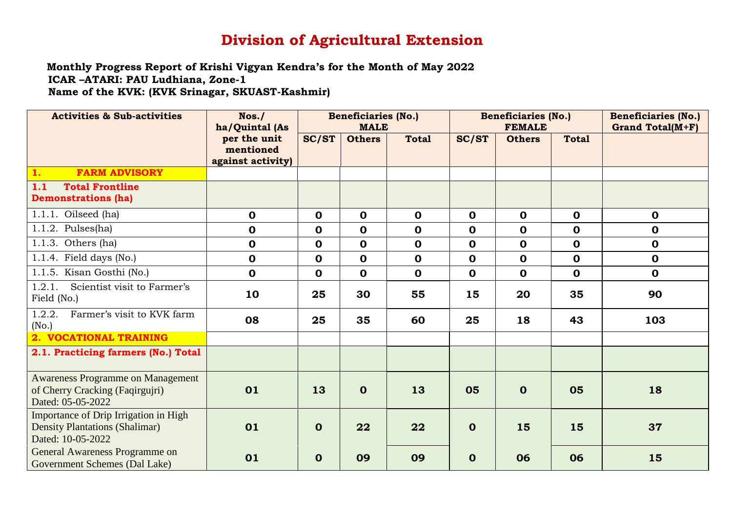# Division of Agricultural Extension

**Monthly Progress Report of Krishi Vigyan Kendra's for the Month of May 2022**
**ICAR –ATARI: PAU Ludhiana, Zone-1**
**Name of the KVK: (KVK Srinagar, SKUAST-Kashmir)**

| Activities & Sub-activities | Nos./ ha/Quintal (As per the unit mentioned against activity) | Beneficiaries (No.) MALE | | | Beneficiaries (No.) FEMALE | | | Beneficiaries (No.) Grand Total(M+F) |
|---|---|---|---|---|---|---|---|---|
| | | SC/ST | Others | Total | SC/ST | Others | Total | |
| **1. FARM ADVISORY** | | | | | | | | |
| **1.1 Total Frontline Demonstrations (ha)** | | | | | | | | |
| 1.1.1. Oilseed (ha) | 0 | 0 | 0 | 0 | 0 | 0 | 0 | 0 |
| 1.1.2. Pulses(ha) | 0 | 0 | 0 | 0 | 0 | 0 | 0 | 0 |
| 1.1.3. Others (ha) | 0 | 0 | 0 | 0 | 0 | 0 | 0 | 0 |
| 1.1.4. Field days (No.) | 0 | 0 | 0 | 0 | 0 | 0 | 0 | 0 |
| 1.1.5. Kisan Gosthi (No.) | 0 | 0 | 0 | 0 | 0 | 0 | 0 | 0 |
| 1.2.1. Scientist visit to Farmer's Field (No.) | 10 | 25 | 30 | 55 | 15 | 20 | 35 | 90 |
| 1.2.2. Farmer's visit to KVK farm (No.) | 08 | 25 | 35 | 60 | 25 | 18 | 43 | 103 |
| **2. VOCATIONAL TRAINING** | | | | | | | | |
| **2.1. Practicing farmers (No.) Total** | | | | | | | | |
| Awareness Programme on Management of Cherry Cracking (Faqirgujri) Dated: 05-05-2022 | 01 | 13 | 0 | 13 | 05 | 0 | 05 | 18 |
| Importance of Drip Irrigation in High Density Plantations (Shalimar) Dated: 10-05-2022 | 01 | 0 | 22 | 22 | 0 | 15 | 15 | 37 |
| General Awareness Programme on Government Schemes (Dal Lake) | 01 | 0 | 09 | 09 | 0 | 06 | 06 | 15 |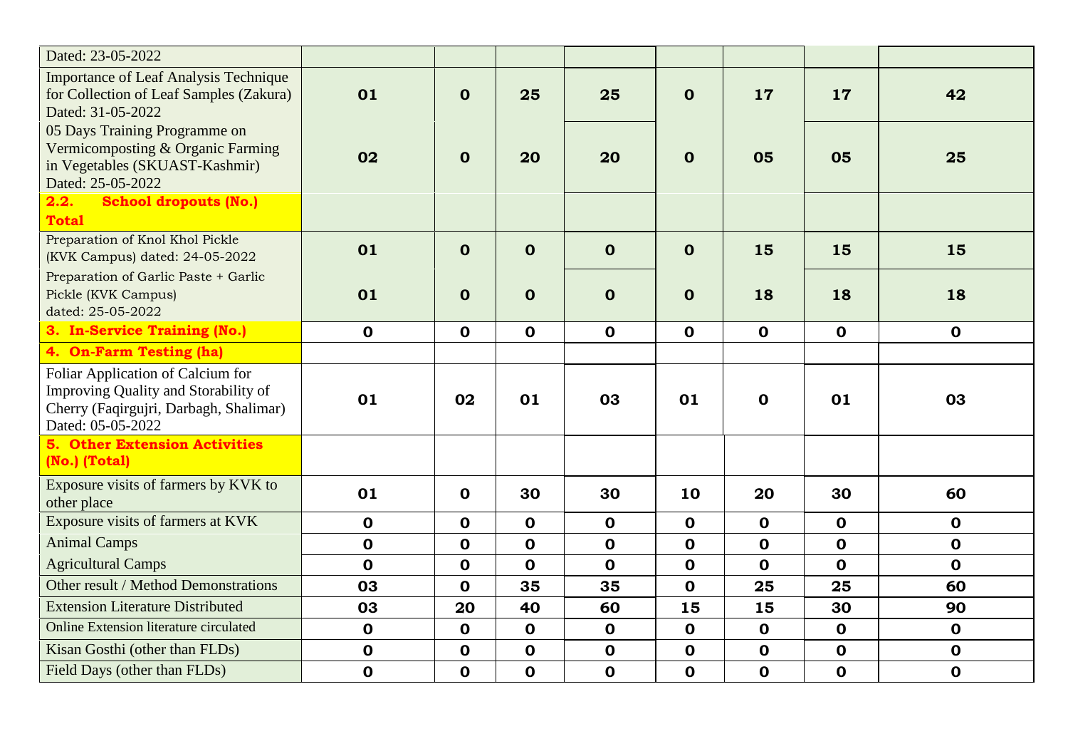| | | | | | | | | |
|---|---|---|---|---|---|---|---|---|
| Dated: 23-05-2022 | | | | | | | | |
| Importance of Leaf Analysis Technique for Collection of Leaf Samples (Zakura) Dated: 31-05-2022 | **01** | **0** | **25** | **25** | **0** | **17** | **17** | **42** |
| 05 Days Training Programme on Vermicomposting & Organic Farming in Vegetables (SKUAST-Kashmir) Dated: 25-05-2022 | **02** | **0** | **20** | **20** | **0** | **05** | **05** | **25** |
| **2.2. School dropouts (No.) Total** | | | | | | | | |
| Preparation of Knol Khol Pickle (KVK Campus) dated: 24-05-2022 | **01** | **0** | **0** | **0** | **0** | **15** | **15** | **15** |
| Preparation of Garlic Paste + Garlic Pickle (KVK Campus) dated: 25-05-2022 | **01** | **0** | **0** | **0** | **0** | **18** | **18** | **18** |
| **3. In-Service Training (No.)** | **0** | **0** | **0** | **0** | **0** | **0** | **0** | **0** |
| **4. On-Farm Testing (ha)** | | | | | | | | |
| Foliar Application of Calcium for Improving Quality and Storability of Cherry (Faqirgujri, Darbagh, Shalimar) Dated: 05-05-2022 | **01** | **02** | **01** | **03** | **01** | **0** | **01** | **03** |
| **5. Other Extension Activities (No.) (Total)** | | | | | | | | |
| Exposure visits of farmers by KVK to other place | **01** | **0** | **30** | **30** | **10** | **20** | **30** | **60** |
| Exposure visits of farmers at KVK | **0** | **0** | **0** | **0** | **0** | **0** | **0** | **0** |
| Animal Camps | **0** | **0** | **0** | **0** | **0** | **0** | **0** | **0** |
| Agricultural Camps | **0** | **0** | **0** | **0** | **0** | **0** | **0** | **0** |
| Other result / Method Demonstrations | **03** | **0** | **35** | **35** | **0** | **25** | **25** | **60** |
| Extension Literature Distributed | **03** | **20** | **40** | **60** | **15** | **15** | **30** | **90** |
| Online Extension literature circulated | **0** | **0** | **0** | **0** | **0** | **0** | **0** | **0** |
| Kisan Gosthi (other than FLDs) | **0** | **0** | **0** | **0** | **0** | **0** | **0** | **0** |
| Field Days (other than FLDs) | **0** | **0** | **0** | **0** | **0** | **0** | **0** | **0** |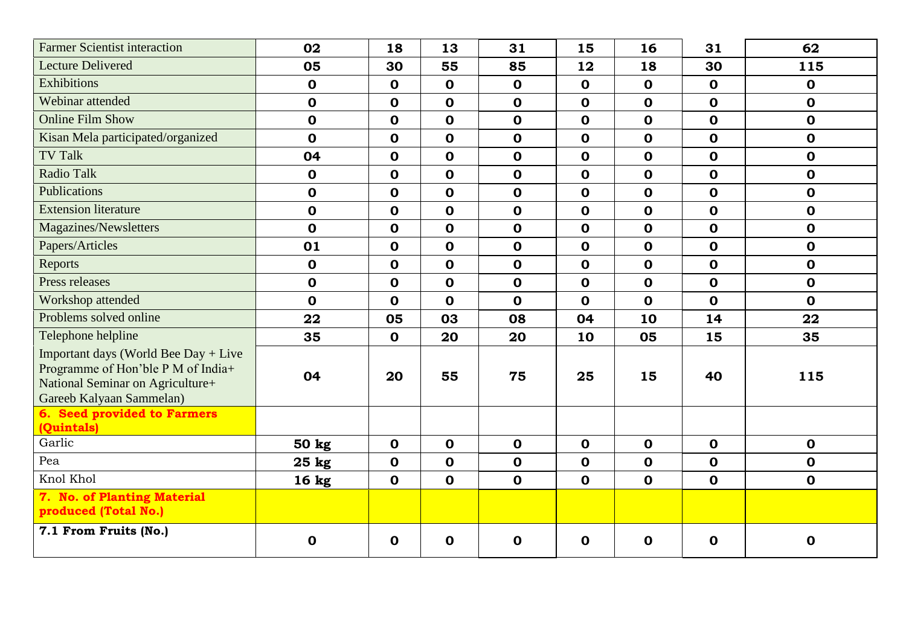| | | | | | | | | |
|---|---|---|---|---|---|---|---|---|
| Farmer Scientist interaction | **02** | **18** | **13** | **31** | **15** | **16** | **31** | **62** |
| Lecture Delivered | **05** | **30** | **55** | **85** | **12** | **18** | **30** | **115** |
| Exhibitions | **0** | **0** | **0** | **0** | **0** | **0** | **0** | **0** |
| Webinar attended | **0** | **0** | **0** | **0** | **0** | **0** | **0** | **0** |
| Online Film Show | **0** | **0** | **0** | **0** | **0** | **0** | **0** | **0** |
| Kisan Mela participated/organized | **0** | **0** | **0** | **0** | **0** | **0** | **0** | **0** |
| TV Talk | **04** | **0** | **0** | **0** | **0** | **0** | **0** | **0** |
| Radio Talk | **0** | **0** | **0** | **0** | **0** | **0** | **0** | **0** |
| Publications | **0** | **0** | **0** | **0** | **0** | **0** | **0** | **0** |
| Extension literature | **0** | **0** | **0** | **0** | **0** | **0** | **0** | **0** |
| Magazines/Newsletters | **0** | **0** | **0** | **0** | **0** | **0** | **0** | **0** |
| Papers/Articles | **01** | **0** | **0** | **0** | **0** | **0** | **0** | **0** |
| Reports | **0** | **0** | **0** | **0** | **0** | **0** | **0** | **0** |
| Press releases | **0** | **0** | **0** | **0** | **0** | **0** | **0** | **0** |
| Workshop attended | **0** | **0** | **0** | **0** | **0** | **0** | **0** | **0** |
| Problems solved online | **22** | **05** | **03** | **08** | **04** | **10** | **14** | **22** |
| Telephone helpline | **35** | **0** | **20** | **20** | **10** | **05** | **15** | **35** |
| Important days (World Bee Day + Live Programme of Hon'ble P M of India+ National Seminar on Agriculture+ Gareeb Kalyaan Sammelan) | **04** | **20** | **55** | **75** | **25** | **15** | **40** | **115** |
| **6. Seed provided to Farmers (Quintals)** | | | | | | | | |
| Garlic | **50 kg** | **0** | **0** | **0** | **0** | **0** | **0** | **0** |
| Pea | **25 kg** | **0** | **0** | **0** | **0** | **0** | **0** | **0** |
| Knol Khol | **16 kg** | **0** | **0** | **0** | **0** | **0** | **0** | **0** |
| **7. No. of Planting Material produced (Total No.)** | | | | | | | | |
| **7.1 From Fruits (No.)** | **0** | **0** | **0** | **0** | **0** | **0** | **0** | **0** |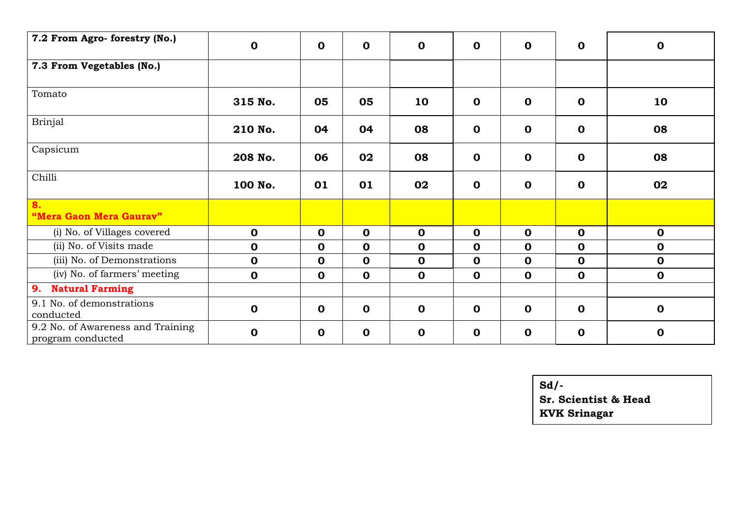| | | | | | | | | |
|---|---|---|---|---|---|---|---|---|
| **7.2 From Agro- forestry (No.)** | **0** | **0** | **0** | **0** | **0** | **0** | **0** | **0** |
| **7.3 From Vegetables (No.)** | | | | | | | | |
| Tomato | **315 No.** | **05** | **05** | **10** | **0** | **0** | **0** | **10** |
| Brinjal | **210 No.** | **04** | **04** | **08** | **0** | **0** | **0** | **08** |
| Capsicum | **208 No.** | **06** | **02** | **08** | **0** | **0** | **0** | **08** |
| Chilli | **100 No.** | **01** | **01** | **02** | **0** | **0** | **0** | **02** |
| **8. "Mera Gaon Mera Gaurav"** | | | | | | | | |
| (i) No. of Villages covered | **0** | **0** | **0** | **0** | **0** | **0** | **0** | **0** |
| (ii) No. of Visits made | **0** | **0** | **0** | **0** | **0** | **0** | **0** | **0** |
| (iii) No. of Demonstrations | **0** | **0** | **0** | **0** | **0** | **0** | **0** | **0** |
| (iv) No. of farmers' meeting | **0** | **0** | **0** | **0** | **0** | **0** | **0** | **0** |
| **9. Natural Farming** | | | | | | | | |
| 9.1 No. of demonstrations conducted | **0** | **0** | **0** | **0** | **0** | **0** | **0** | **0** |
| 9.2 No. of Awareness and Training program conducted | **0** | **0** | **0** | **0** | **0** | **0** | **0** | **0** |

**Sd/-**
**Sr. Scientist & Head**
**KVK Srinagar**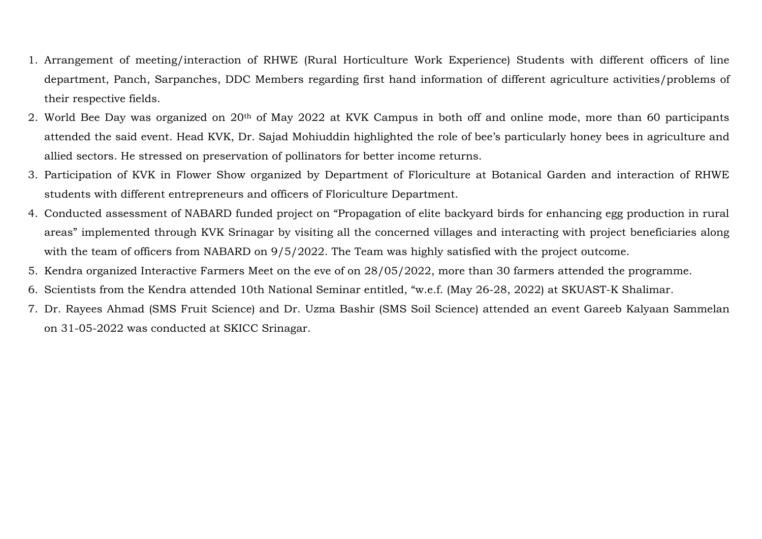1. Arrangement of meeting/interaction of RHWE (Rural Horticulture Work Experience) Students with different officers of line department, Panch, Sarpanches, DDC Members regarding first hand information of different agriculture activities/problems of their respective fields.
2. World Bee Day was organized on 20th of May 2022 at KVK Campus in both off and online mode, more than 60 participants attended the said event. Head KVK, Dr. Sajad Mohiuddin highlighted the role of bee's particularly honey bees in agriculture and allied sectors. He stressed on preservation of pollinators for better income returns.
3. Participation of KVK in Flower Show organized by Department of Floriculture at Botanical Garden and interaction of RHWE students with different entrepreneurs and officers of Floriculture Department.
4. Conducted assessment of NABARD funded project on "Propagation of elite backyard birds for enhancing egg production in rural areas" implemented through KVK Srinagar by visiting all the concerned villages and interacting with project beneficiaries along with the team of officers from NABARD on 9/5/2022. The Team was highly satisfied with the project outcome.
5. Kendra organized Interactive Farmers Meet on the eve of on 28/05/2022, more than 30 farmers attended the programme.
6. Scientists from the Kendra attended 10th National Seminar entitled, "w.e.f. (May 26-28, 2022) at SKUAST-K Shalimar.
7. Dr. Rayees Ahmad (SMS Fruit Science) and Dr. Uzma Bashir (SMS Soil Science) attended an event Gareeb Kalyaan Sammelan on 31-05-2022 was conducted at SKICC Srinagar.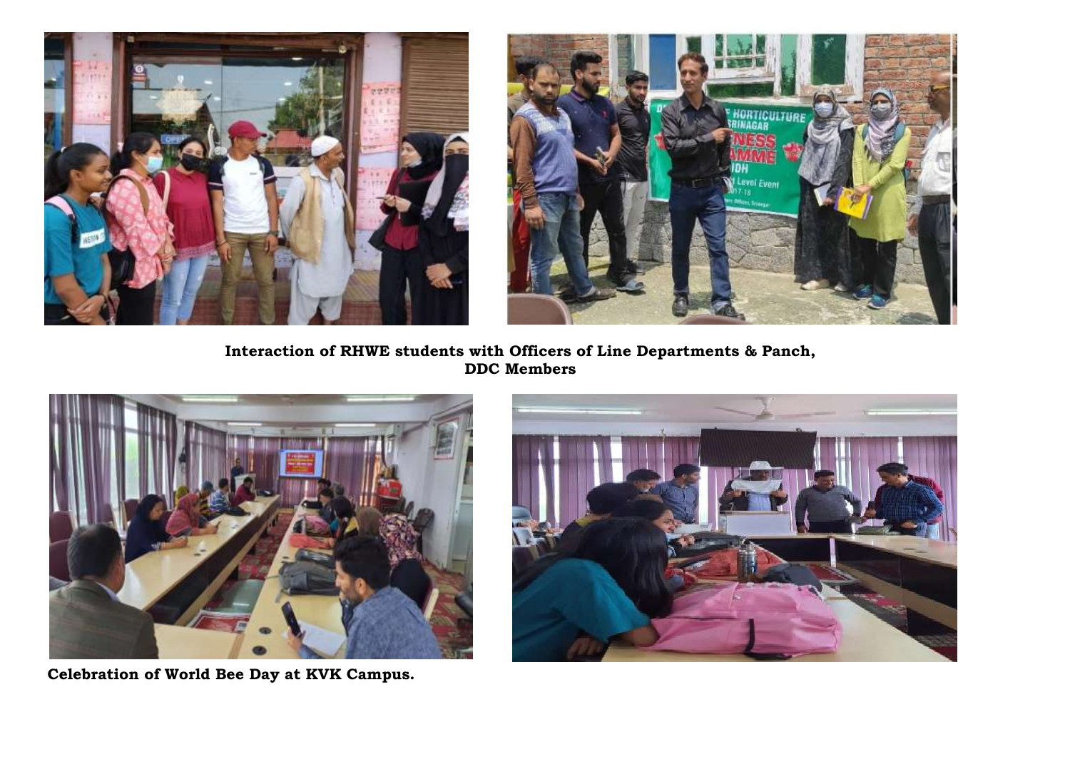**Interaction of RHWE students with Officers of Line Departments & Panch, DDC Members**

**Celebration of World Bee Day at KVK Campus.**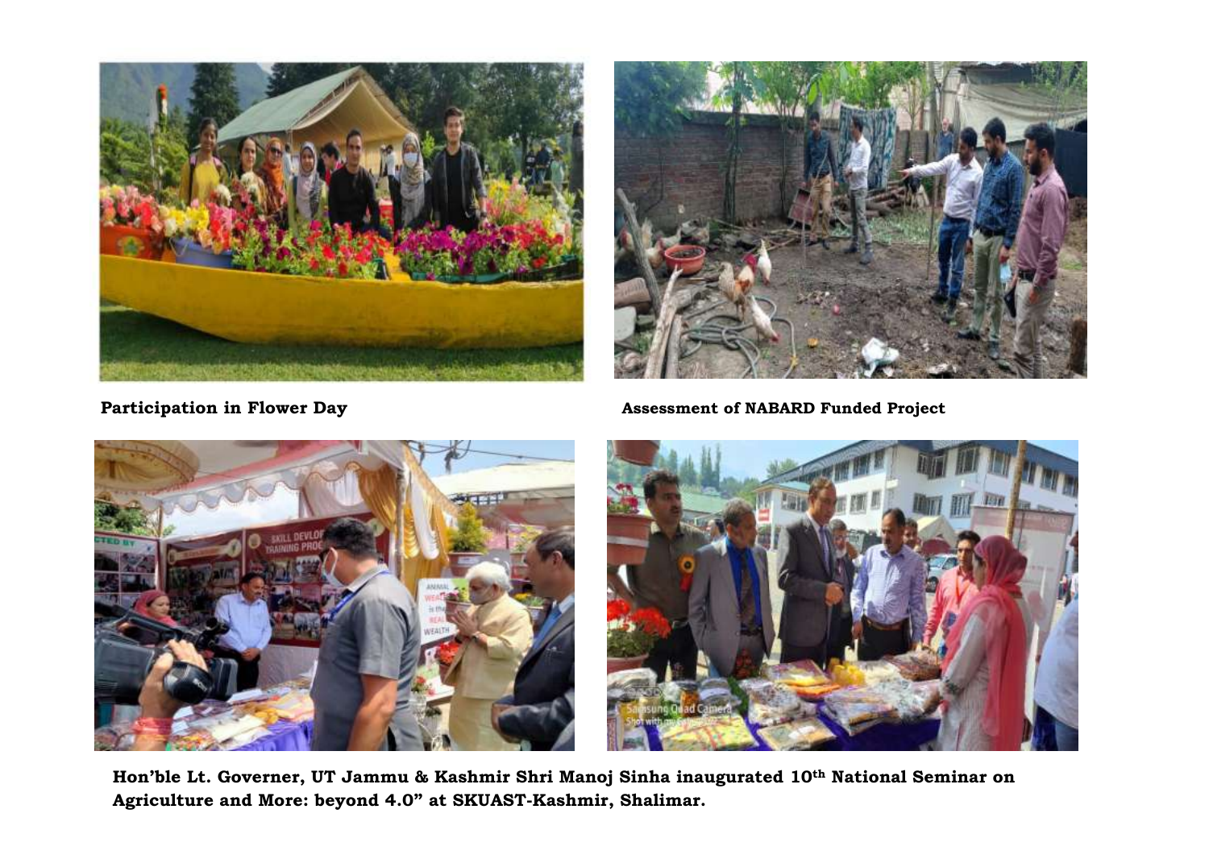**Participation in Flower Day**

**Assessment of NABARD Funded Project**

**Hon'ble Lt. Governer, UT Jammu & Kashmir Shri Manoj Sinha inaugurated 10th National Seminar on Agriculture and More: beyond 4.0" at SKUAST-Kashmir, Shalimar.**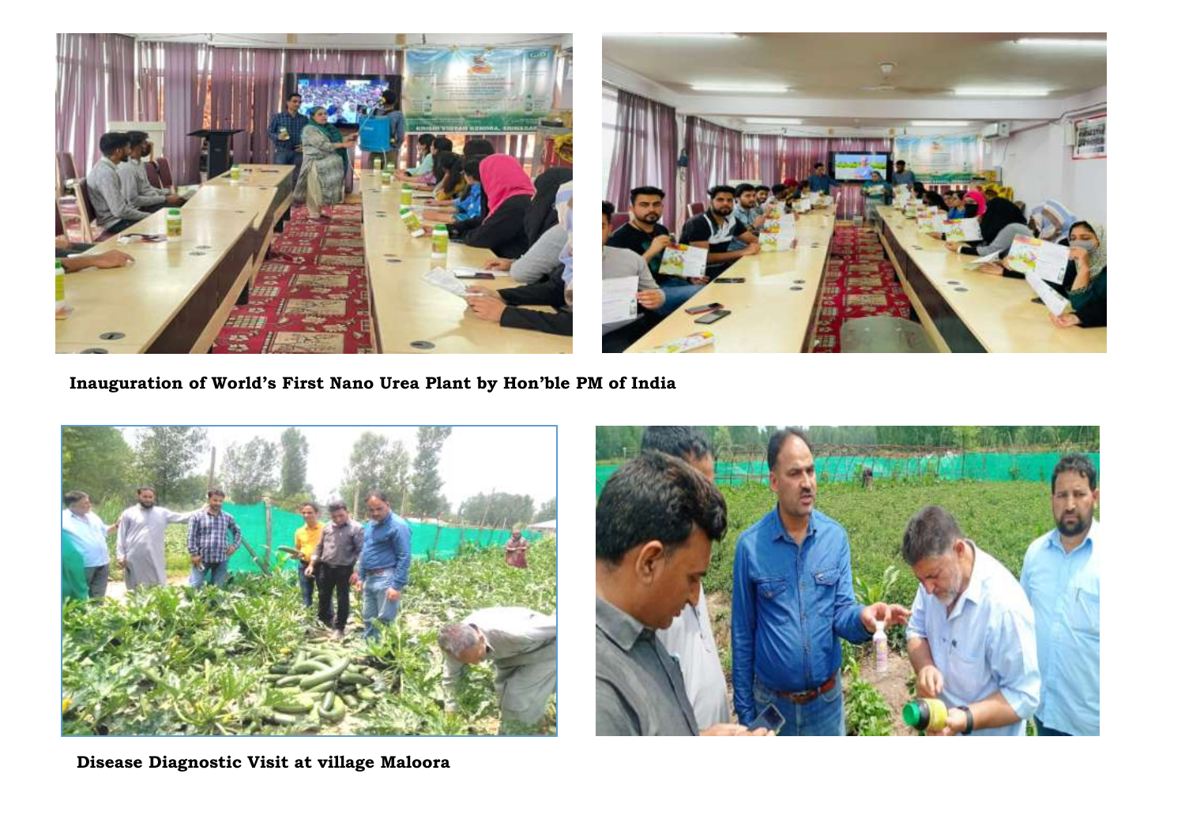**Inauguration of World's First Nano Urea Plant by Hon'ble PM of India**

**Disease Diagnostic Visit at village Maloora**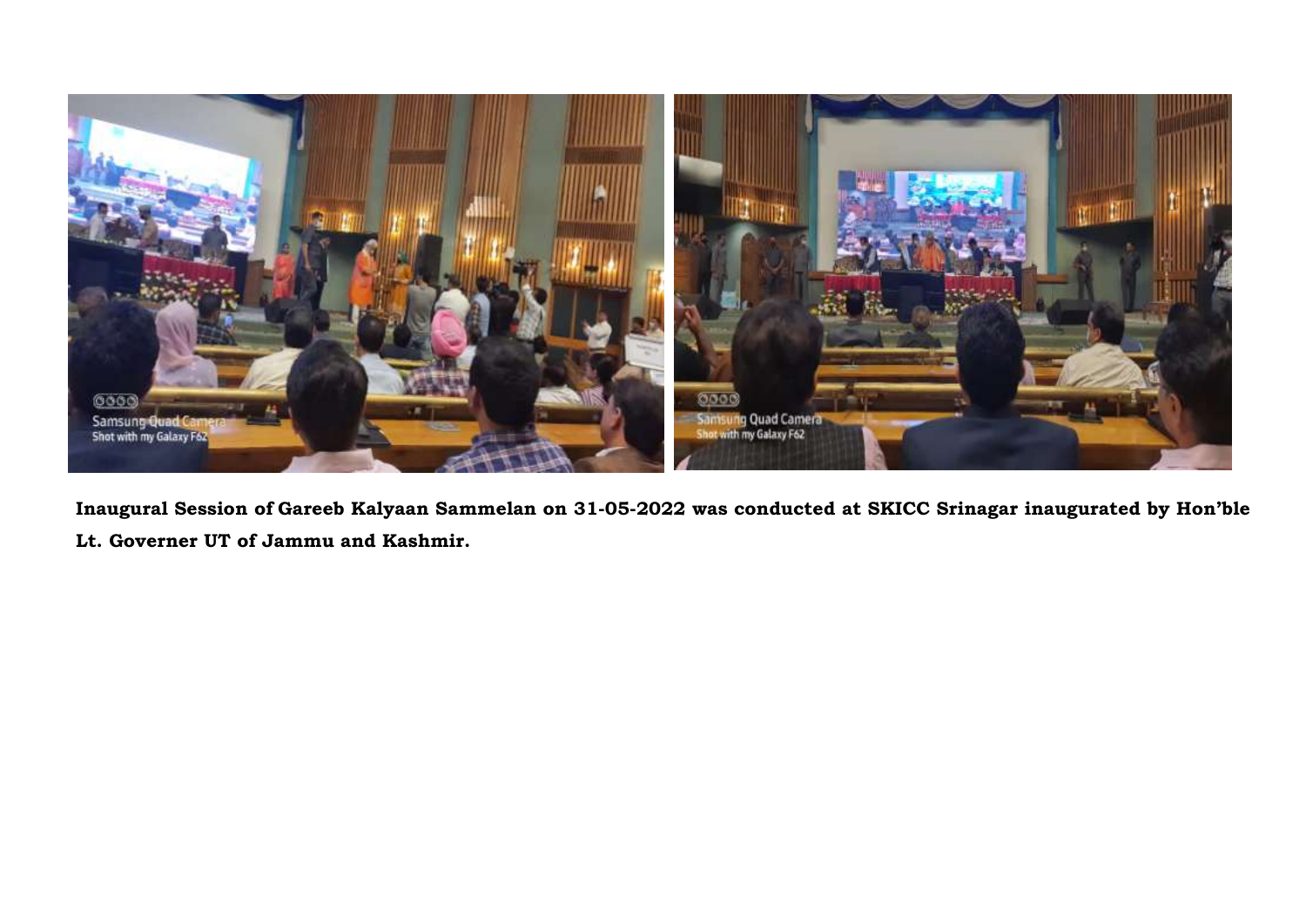**Inaugural Session of Gareeb Kalyaan Sammelan on 31-05-2022 was conducted at SKICC Srinagar inaugurated by Hon'ble Lt. Governer UT of Jammu and Kashmir.**